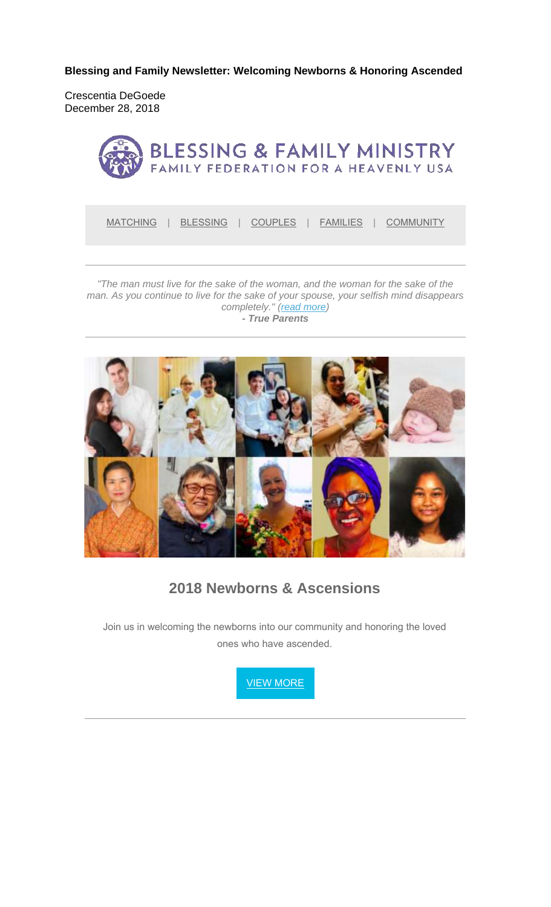**Blessing and Family Newsletter: Welcoming Newborns & Honoring Ascended**

Crescentia DeGoede
December 28, 2018

BLESSING & FAMILY MINISTRY
FAMILY FEDERATION FOR A HEAVENLY USA

MATCHING | BLESSING | COUPLES | FAMILIES | COMMUNITY

---

*"The man must live for the sake of the woman, and the woman for the sake of the man. As you continue to live for the sake of your spouse, your selfish mind disappears completely." (read more)*
***- True Parents***

---

## 2018 Newborns & Ascensions

Join us in welcoming the newborns into our community and honoring the loved ones who have ascended.

VIEW MORE

---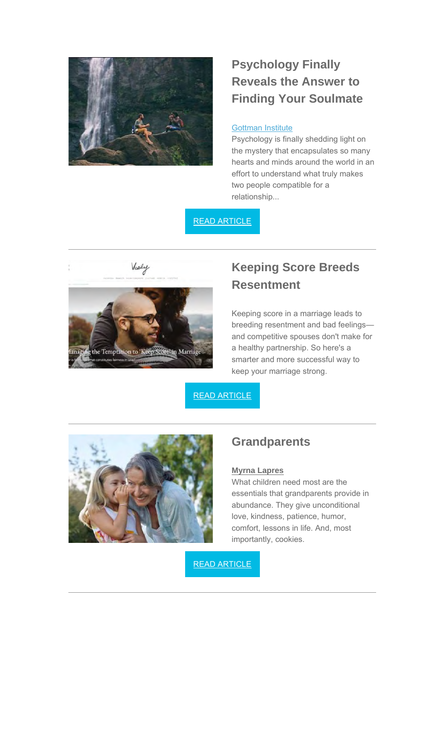## Psychology Finally Reveals the Answer to Finding Your Soulmate

[Gottman Institute]

Psychology is finally shedding light on the mystery that encapsulates so many hearts and minds around the world in an effort to understand what truly makes two people compatible for a relationship...

READ ARTICLE

---

## Keeping Score Breeds Resentment

Keeping score in a marriage leads to breeding resentment and bad feelings—and competitive spouses don't make for a healthy partnership. So here's a smarter and more successful way to keep your marriage strong.

READ ARTICLE

---

## Grandparents

**Myrna Lapres**

What children need most are the essentials that grandparents provide in abundance. They give unconditional love, kindness, patience, humor, comfort, lessons in life. And, most importantly, cookies.

READ ARTICLE

---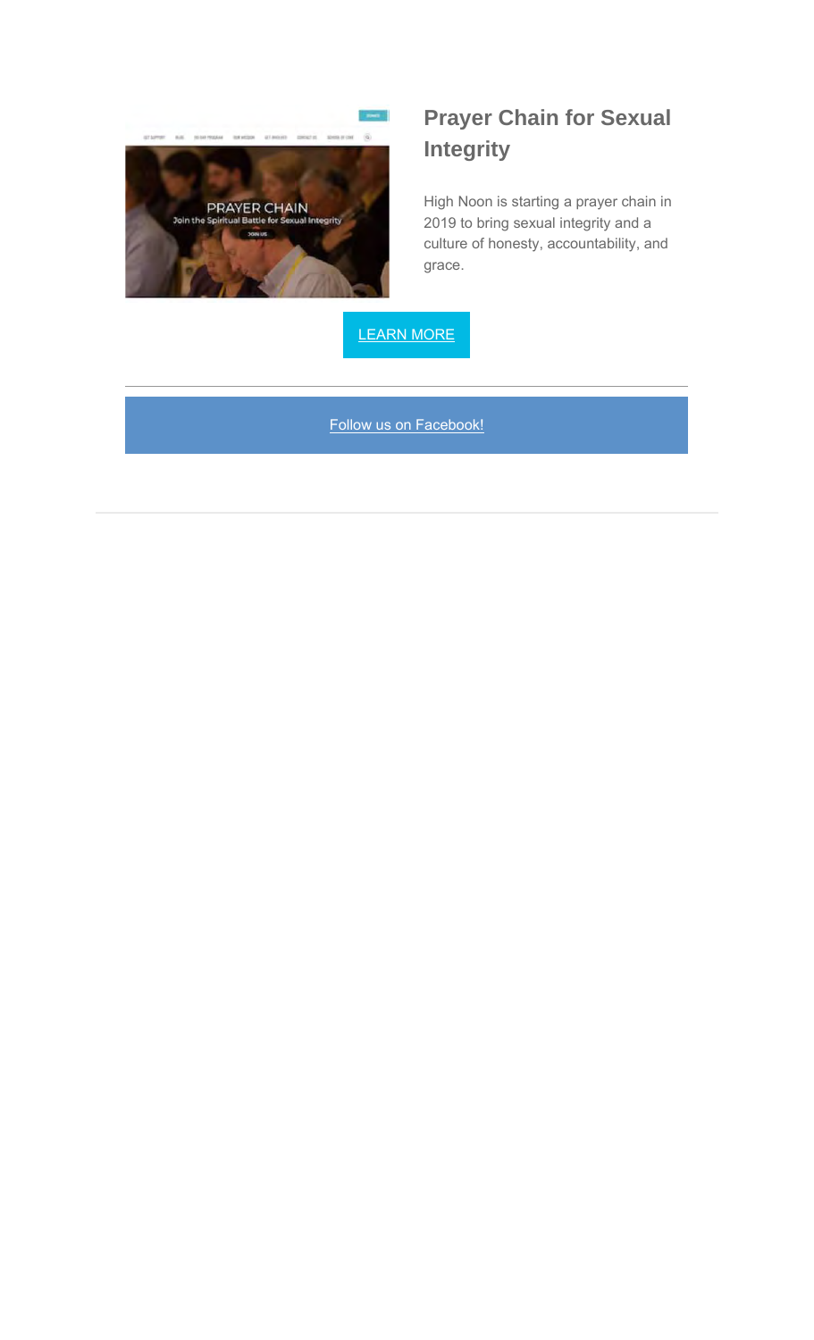## Prayer Chain for Sexual Integrity

High Noon is starting a prayer chain in 2019 to bring sexual integrity and a culture of honesty, accountability, and grace.

LEARN MORE

---

Follow us on Facebook!